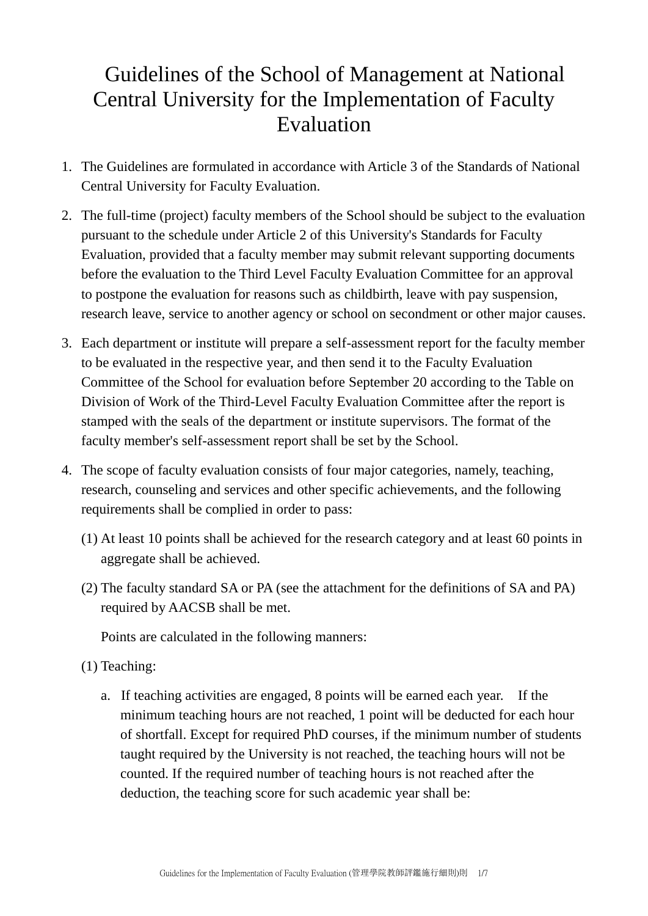# Guidelines of the School of Management at National Central University for the Implementation of Faculty Evaluation

1. The Guidelines are formulated in accordance with Article 3 of the Standards of National Central University for Faculty Evaluation.

2. The full-time (project) faculty members of the School should be subject to the evaluation pursuant to the schedule under Article 2 of this University's Standards for Faculty Evaluation, provided that a faculty member may submit relevant supporting documents before the evaluation to the Third Level Faculty Evaluation Committee for an approval to postpone the evaluation for reasons such as childbirth, leave with pay suspension, research leave, service to another agency or school on secondment or other major causes.

3. Each department or institute will prepare a self-assessment report for the faculty member to be evaluated in the respective year, and then send it to the Faculty Evaluation Committee of the School for evaluation before September 20 according to the Table on Division of Work of the Third-Level Faculty Evaluation Committee after the report is stamped with the seals of the department or institute supervisors. The format of the faculty member's self-assessment report shall be set by the School.

4. The scope of faculty evaluation consists of four major categories, namely, teaching, research, counseling and services and other specific achievements, and the following requirements shall be complied in order to pass:

   (1) At least 10 points shall be achieved for the research category and at least 60 points in aggregate shall be achieved.

   (2) The faculty standard SA or PA (see the attachment for the definitions of SA and PA) required by AACSB shall be met.

   Points are calculated in the following manners:

   (1) Teaching:

   a. If teaching activities are engaged, 8 points will be earned each year. If the minimum teaching hours are not reached, 1 point will be deducted for each hour of shortfall. Except for required PhD courses, if the minimum number of students taught required by the University is not reached, the teaching hours will not be counted. If the required number of teaching hours is not reached after the deduction, the teaching score for such academic year shall be: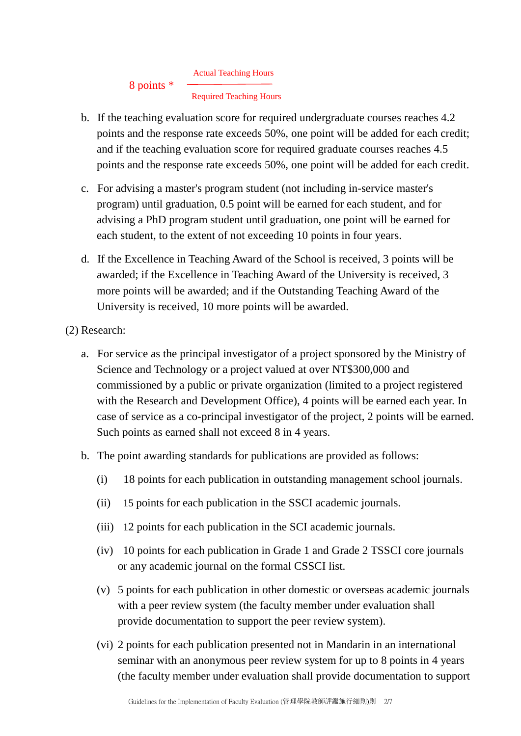$$8 \text{ points} * \frac{\text{Actual Teaching Hours}}{\text{Required Teaching Hours}}$$

b. If the teaching evaluation score for required undergraduate courses reaches 4.2 points and the response rate exceeds 50%, one point will be added for each credit; and if the teaching evaluation score for required graduate courses reaches 4.5 points and the response rate exceeds 50%, one point will be added for each credit.

c. For advising a master's program student (not including in-service master's program) until graduation, 0.5 point will be earned for each student, and for advising a PhD program student until graduation, one point will be earned for each student, to the extent of not exceeding 10 points in four years.

d. If the Excellence in Teaching Award of the School is received, 3 points will be awarded; if the Excellence in Teaching Award of the University is received, 3 more points will be awarded; and if the Outstanding Teaching Award of the University is received, 10 more points will be awarded.

(2) Research:

a. For service as the principal investigator of a project sponsored by the Ministry of Science and Technology or a project valued at over NT$300,000 and commissioned by a public or private organization (limited to a project registered with the Research and Development Office), 4 points will be earned each year. In case of service as a co-principal investigator of the project, 2 points will be earned. Such points as earned shall not exceed 8 in 4 years.

b. The point awarding standards for publications are provided as follows:

(i) 18 points for each publication in outstanding management school journals.

(ii) 15 points for each publication in the SSCI academic journals.

(iii) 12 points for each publication in the SCI academic journals.

(iv) 10 points for each publication in Grade 1 and Grade 2 TSSCI core journals or any academic journal on the formal CSSCI list.

(v) 5 points for each publication in other domestic or overseas academic journals with a peer review system (the faculty member under evaluation shall provide documentation to support the peer review system).

(vi) 2 points for each publication presented not in Mandarin in an international seminar with an anonymous peer review system for up to 8 points in 4 years (the faculty member under evaluation shall provide documentation to support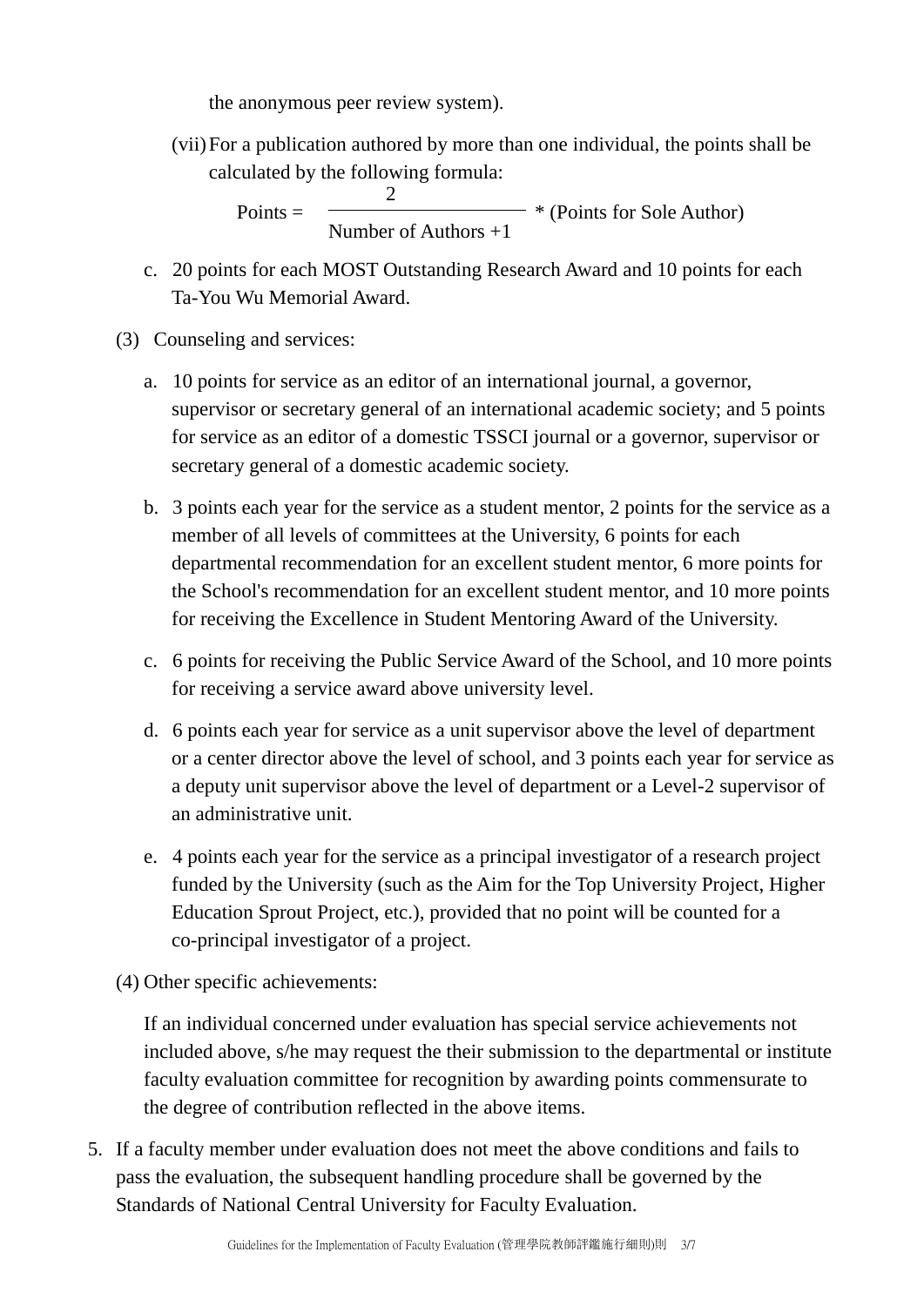the anonymous peer review system).

(vii) For a publication authored by more than one individual, the points shall be calculated by the following formula:

$$\text{Points} = \frac{2}{\text{Number of Authors} + 1} * (\text{Points for Sole Author})$$

c. 20 points for each MOST Outstanding Research Award and 10 points for each Ta-You Wu Memorial Award.

(3) Counseling and services:

a. 10 points for service as an editor of an international journal, a governor, supervisor or secretary general of an international academic society; and 5 points for service as an editor of a domestic TSSCI journal or a governor, supervisor or secretary general of a domestic academic society.

b. 3 points each year for the service as a student mentor, 2 points for the service as a member of all levels of committees at the University, 6 points for each departmental recommendation for an excellent student mentor, 6 more points for the School's recommendation for an excellent student mentor, and 10 more points for receiving the Excellence in Student Mentoring Award of the University.

c. 6 points for receiving the Public Service Award of the School, and 10 more points for receiving a service award above university level.

d. 6 points each year for service as a unit supervisor above the level of department or a center director above the level of school, and 3 points each year for service as a deputy unit supervisor above the level of department or a Level-2 supervisor of an administrative unit.

e. 4 points each year for the service as a principal investigator of a research project funded by the University (such as the Aim for the Top University Project, Higher Education Sprout Project, etc.), provided that no point will be counted for a co-principal investigator of a project.

(4) Other specific achievements:

If an individual concerned under evaluation has special service achievements not included above, s/he may request the their submission to the departmental or institute faculty evaluation committee for recognition by awarding points commensurate to the degree of contribution reflected in the above items.

5. If a faculty member under evaluation does not meet the above conditions and fails to pass the evaluation, the subsequent handling procedure shall be governed by the Standards of National Central University for Faculty Evaluation.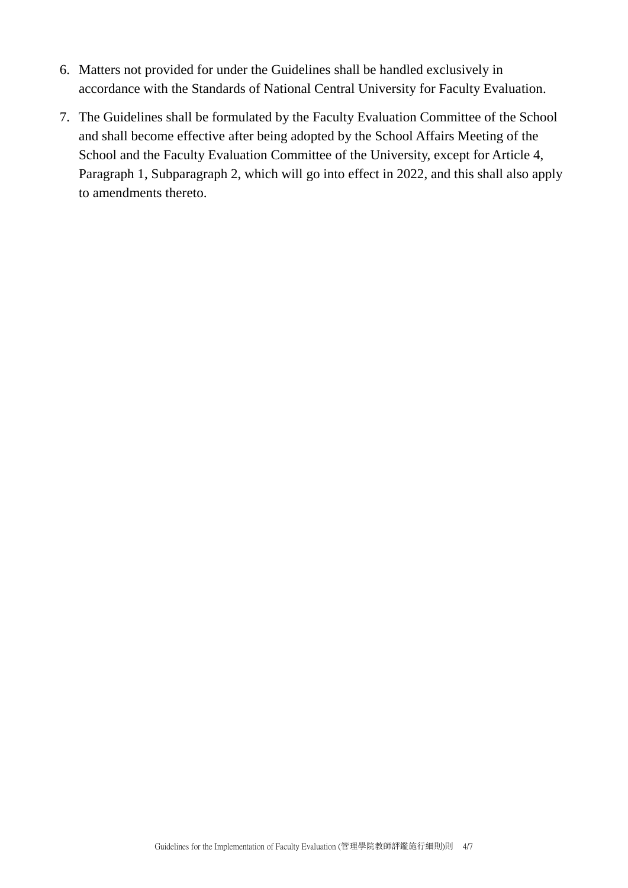6. Matters not provided for under the Guidelines shall be handled exclusively in accordance with the Standards of National Central University for Faculty Evaluation.
7. The Guidelines shall be formulated by the Faculty Evaluation Committee of the School and shall become effective after being adopted by the School Affairs Meeting of the School and the Faculty Evaluation Committee of the University, except for Article 4, Paragraph 1, Subparagraph 2, which will go into effect in 2022, and this shall also apply to amendments thereto.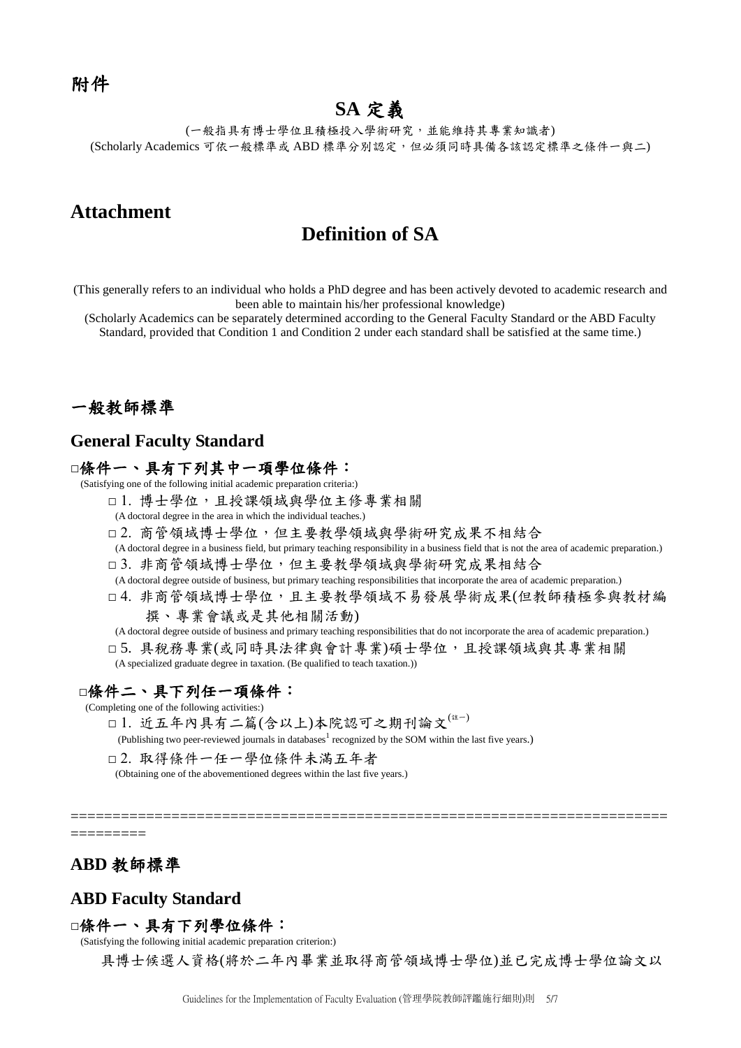# 附件

## SA 定義

(一般指具有博士學位且積極投入學術研究，並能維持其專業知識者)
(Scholarly Academics 可依一般標準或 ABD 標準分別認定，但必須同時具備各該認定標準之條件一與二)

# Attachment

## Definition of SA

(This generally refers to an individual who holds a PhD degree and has been actively devoted to academic research and been able to maintain his/her professional knowledge)
(Scholarly Academics can be separately determined according to the General Faculty Standard or the ABD Faculty Standard, provided that Condition 1 and Condition 2 under each standard shall be satisfied at the same time.)

## 一般教師標準

## General Faculty Standard

### □條件一、具有下列其中一項學位條件：

(Satisfying one of the following initial academic preparation criteria:)

□ 1. 博士學位，且授課領域與學位主修專業相關
(A doctoral degree in the area in which the individual teaches.)

□ 2. 商管領域博士學位，但主要教學領域與學術研究成果不相結合
(A doctoral degree in a business field, but primary teaching responsibility in a business field that is not the area of academic preparation.)

□ 3. 非商管領域博士學位，但主要教學領域與學術研究成果相結合
(A doctoral degree outside of business, but primary teaching responsibilities that incorporate the area of academic preparation.)

□ 4. 非商管領域博士學位，且主要教學領域不易發展學術成果(但教師積極參與教材編撰、專業會議或是其他相關活動)
(A doctoral degree outside of business and primary teaching responsibilities that do not incorporate the area of academic preparation.)

□ 5. 具稅務專業(或同時具法律與會計專業)碩士學位，且授課領域與其專業相關
(A specialized graduate degree in taxation. (Be qualified to teach taxation.))

### □條件二、具下列任一項條件：

(Completing one of the following activities:)

□ 1. 近五年內具有二篇(含以上)本院認可之期刊論文[註一]
(Publishing two peer-reviewed journals in databases[1] recognized by the SOM within the last five years.)

□ 2. 取得條件一任一學位條件未滿五年者
(Obtaining one of the abovementioned degrees within the last five years.)

==========================================================================

## ABD 教師標準

## ABD Faculty Standard

### □條件一、具有下列學位條件：

(Satisfying the following initial academic preparation criterion:)

具博士候選人資格(將於二年內畢業並取得商管領域博士學位)並已完成博士學位論文以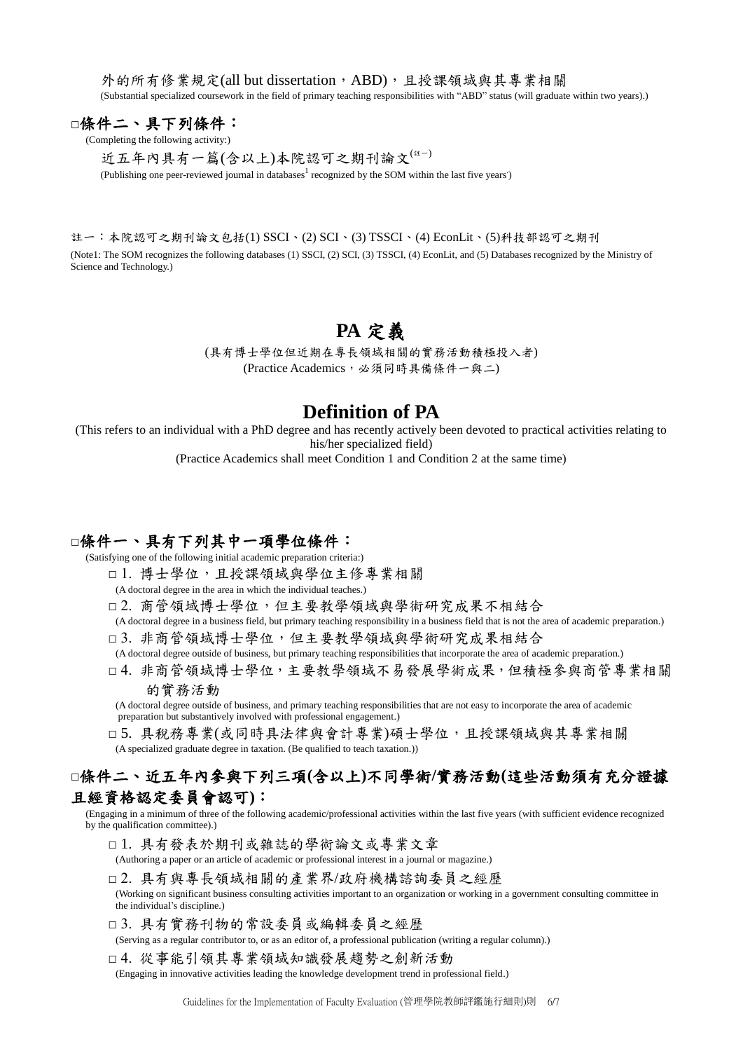外的所有修業規定(all but dissertation，ABD)，且授課領域與其專業相關

(Substantial specialized coursework in the field of primary teaching responsibilities with "ABD" status (will graduate within two years).)

### □條件二、具下列條件：

(Completing the following activity:)

近五年內具有一篇(含以上)本院認可之期刊論文(註一)

(Publishing one peer-reviewed journal in databases[1] recognized by the SOM within the last five years.)

註一：本院認可之期刊論文包括(1) SSCI、(2) SCI、(3) TSSCI、(4) EconLit、(5)科技部認可之期刊

(Note1: The SOM recognizes the following databases (1) SSCI, (2) SCI, (3) TSSCI, (4) EconLit, and (5) Databases recognized by the Ministry of Science and Technology.)

# PA 定義

(具有博士學位但近期在專長領域相關的實務活動積極投入者)

(Practice Academics，必須同時具備條件一與二)

# Definition of PA

(This refers to an individual with a PhD degree and has recently actively been devoted to practical activities relating to his/her specialized field)

(Practice Academics shall meet Condition 1 and Condition 2 at the same time)

### □條件一、具有下列其中一項學位條件：

(Satisfying one of the following initial academic preparation criteria:)

□ 1. 博士學位，且授課領域與學位主修專業相關
(A doctoral degree in the area in which the individual teaches.)

□ 2. 商管領域博士學位，但主要教學領域與學術研究成果不相結合
(A doctoral degree in a business field, but primary teaching responsibility in a business field that is not the area of academic preparation.)

□ 3. 非商管領域博士學位，但主要教學領域與學術研究成果相結合
(A doctoral degree outside of business, but primary teaching responsibilities that incorporate the area of academic preparation.)

□ 4. 非商管領域博士學位，主要教學領域不易發展學術成果，但積極參與商管專業相關的實務活動
(A doctoral degree outside of business, and primary teaching responsibilities that are not easy to incorporate the area of academic preparation but substantively involved with professional engagement.)

□ 5. 具稅務專業(或同時具法律與會計專業)碩士學位，且授課領域與其專業相關
(A specialized graduate degree in taxation. (Be qualified to teach taxation.))

### □條件二、近五年內參與下列三項(含以上)不同學術/實務活動(這些活動須有充分證據且經資格認定委員會認可)：

(Engaging in a minimum of three of the following academic/professional activities within the last five years (with sufficient evidence recognized by the qualification committee).)

□ 1. 具有發表於期刊或雜誌的學術論文或專業文章
(Authoring a paper or an article of academic or professional interest in a journal or magazine.)

□ 2. 具有與專長領域相關的產業界/政府機構諮詢委員之經歷
(Working on significant business consulting activities important to an organization or working in a government consulting committee in the individual's discipline.)

□ 3. 具有實務刊物的常設委員或編輯委員之經歷
(Serving as a regular contributor to, or as an editor of, a professional publication (writing a regular column).)

□ 4. 從事能引領其專業領域知識發展趨勢之創新活動
(Engaging in innovative activities leading the knowledge development trend in professional field.)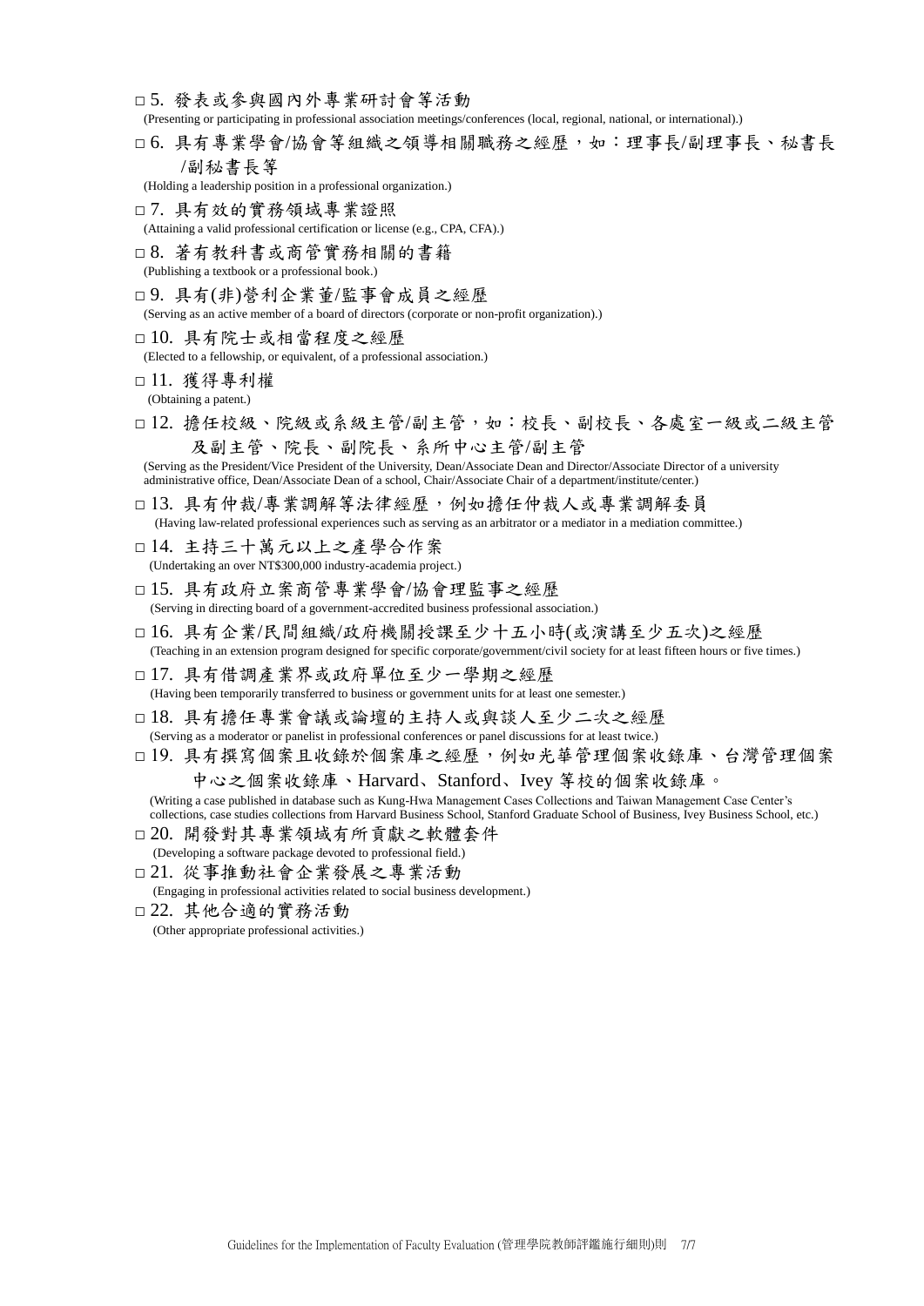□ 5. 發表或參與國內外專業研討會等活動
(Presenting or participating in professional association meetings/conferences (local, regional, national, or international).)

□ 6. 具有專業學會/協會等組織之領導相關職務之經歷，如：理事長/副理事長、秘書長/副秘書長等
(Holding a leadership position in a professional organization.)

□ 7. 具有效的實務領域專業證照
(Attaining a valid professional certification or license (e.g., CPA, CFA).)

□ 8. 著有教科書或商管實務相關的書籍
(Publishing a textbook or a professional book.)

□ 9. 具有(非)營利企業董/監事會成員之經歷
(Serving as an active member of a board of directors (corporate or non-profit organization).)

□ 10. 具有院士或相當程度之經歷
(Elected to a fellowship, or equivalent, of a professional association.)

□ 11. 獲得專利權
(Obtaining a patent.)

□ 12. 擔任校級、院級或系級主管/副主管，如：校長、副校長、各處室一級或二級主管及副主管、院長、副院長、系所中心主管/副主管
(Serving as the President/Vice President of the University, Dean/Associate Dean and Director/Associate Director of a university administrative office, Dean/Associate Dean of a school, Chair/Associate Chair of a department/institute/center.)

□ 13. 具有仲裁/專業調解等法律經歷，例如擔任仲裁人或專業調解委員
(Having law-related professional experiences such as serving as an arbitrator or a mediator in a mediation committee.)

□ 14. 主持三十萬元以上之產學合作案
(Undertaking an over NT$300,000 industry-academia project.)

□ 15. 具有政府立案商管專業學會/協會理監事之經歷
(Serving in directing board of a government-accredited business professional association.)

□ 16. 具有企業/民間組織/政府機關授課至少十五小時(或演講至少五次)之經歷
(Teaching in an extension program designed for specific corporate/government/civil society for at least fifteen hours or five times.)

□ 17. 具有借調產業界或政府單位至少一學期之經歷
(Having been temporarily transferred to business or government units for at least one semester.)

□ 18. 具有擔任專業會議或論壇的主持人或與談人至少二次之經歷
(Serving as a moderator or panelist in professional conferences or panel discussions for at least twice.)

□ 19. 具有撰寫個案且收錄於個案庫之經歷，例如光華管理個案收錄庫、台灣管理個案中心之個案收錄庫、Harvard、Stanford、Ivey 等校的個案收錄庫。
(Writing a case published in database such as Kung-Hwa Management Cases Collections and Taiwan Management Case Center's collections, case studies collections from Harvard Business School, Stanford Graduate School of Business, Ivey Business School, etc.)

□ 20. 開發對其專業領域有所貢獻之軟體套件
(Developing a software package devoted to professional field.)

□ 21. 從事推動社會企業發展之專業活動
(Engaging in professional activities related to social business development.)

□ 22. 其他合適的實務活動
(Other appropriate professional activities.)